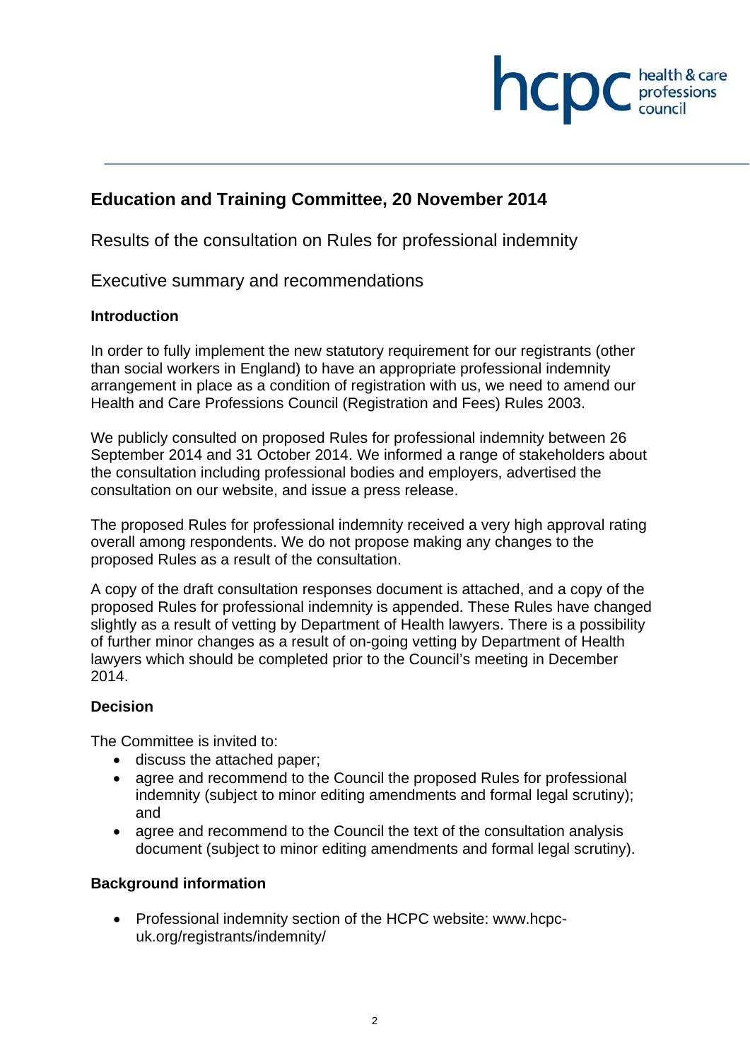# Education and Training Committee, 20 November 2014

## Results of the consultation on Rules for professional indemnity

## Executive summary and recommendations

### Introduction

In order to fully implement the new statutory requirement for our registrants (other than social workers in England) to have an appropriate professional indemnity arrangement in place as a condition of registration with us, we need to amend our Health and Care Professions Council (Registration and Fees) Rules 2003.

We publicly consulted on proposed Rules for professional indemnity between 26 September 2014 and 31 October 2014. We informed a range of stakeholders about the consultation including professional bodies and employers, advertised the consultation on our website, and issue a press release.

The proposed Rules for professional indemnity received a very high approval rating overall among respondents. We do not propose making any changes to the proposed Rules as a result of the consultation.

A copy of the draft consultation responses document is attached, and a copy of the proposed Rules for professional indemnity is appended. These Rules have changed slightly as a result of vetting by Department of Health lawyers. There is a possibility of further minor changes as a result of on-going vetting by Department of Health lawyers which should be completed prior to the Council's meeting in December 2014.

### Decision

The Committee is invited to:

- discuss the attached paper;
- agree and recommend to the Council the proposed Rules for professional indemnity (subject to minor editing amendments and formal legal scrutiny); and
- agree and recommend to the Council the text of the consultation analysis document (subject to minor editing amendments and formal legal scrutiny).

### Background information

- Professional indemnity section of the HCPC website: www.hcpc-uk.org/registrants/indemnity/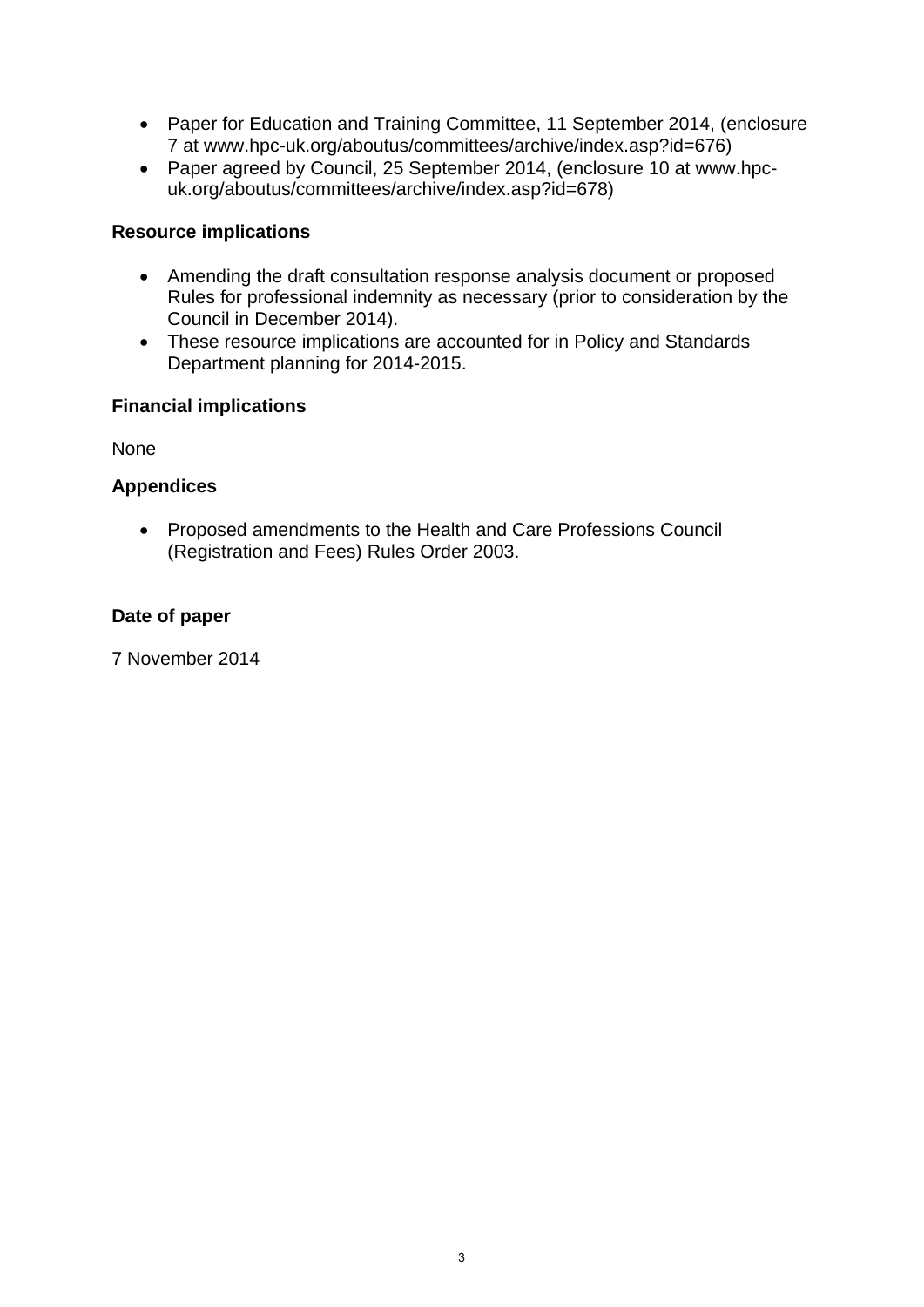- Paper for Education and Training Committee, 11 September 2014, (enclosure 7 at www.hpc-uk.org/aboutus/committees/archive/index.asp?id=676)
- Paper agreed by Council, 25 September 2014, (enclosure 10 at www.hpc-uk.org/aboutus/committees/archive/index.asp?id=678)

**Resource implications**

- Amending the draft consultation response analysis document or proposed Rules for professional indemnity as necessary (prior to consideration by the Council in December 2014).
- These resource implications are accounted for in Policy and Standards Department planning for 2014-2015.

**Financial implications**

None

**Appendices**

- Proposed amendments to the Health and Care Professions Council (Registration and Fees) Rules Order 2003.

**Date of paper**

7 November 2014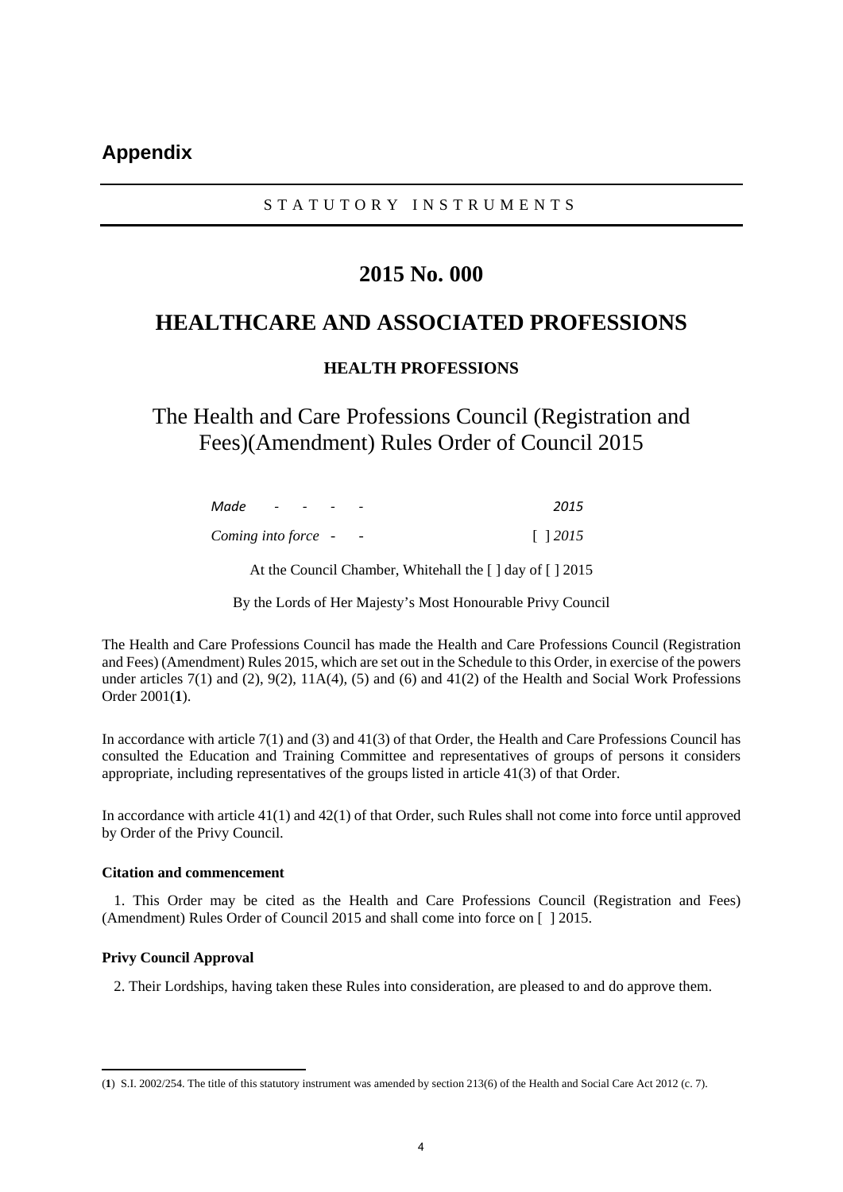## Appendix

STATUTORY INSTRUMENTS

# 2015 No. 000

# HEALTHCARE AND ASSOCIATED PROFESSIONS

### HEALTH PROFESSIONS

# The Health and Care Professions Council (Registration and Fees)(Amendment) Rules Order of Council 2015

| | |
|---|---|
| *Made - - - -* | *2015* |
| *Coming into force - -* | [ ] *2015* |

At the Council Chamber, Whitehall the [ ] day of [ ] 2015

By the Lords of Her Majesty's Most Honourable Privy Council

The Health and Care Professions Council has made the Health and Care Professions Council (Registration and Fees) (Amendment) Rules 2015, which are set out in the Schedule to this Order, in exercise of the powers under articles 7(1) and (2), 9(2), 11A(4), (5) and (6) and 41(2) of the Health and Social Work Professions Order 2001(**1**).

In accordance with article 7(1) and (3) and 41(3) of that Order, the Health and Care Professions Council has consulted the Education and Training Committee and representatives of groups of persons it considers appropriate, including representatives of the groups listed in article 41(3) of that Order.

In accordance with article 41(1) and 42(1) of that Order, such Rules shall not come into force until approved by Order of the Privy Council.

**Citation and commencement**

1. This Order may be cited as the Health and Care Professions Council (Registration and Fees) (Amendment) Rules Order of Council 2015 and shall come into force on [ ] 2015.

**Privy Council Approval**

2. Their Lordships, having taken these Rules into consideration, are pleased to and do approve them.

---

(**1**) S.I. 2002/254. The title of this statutory instrument was amended by section 213(6) of the Health and Social Care Act 2012 (c. 7).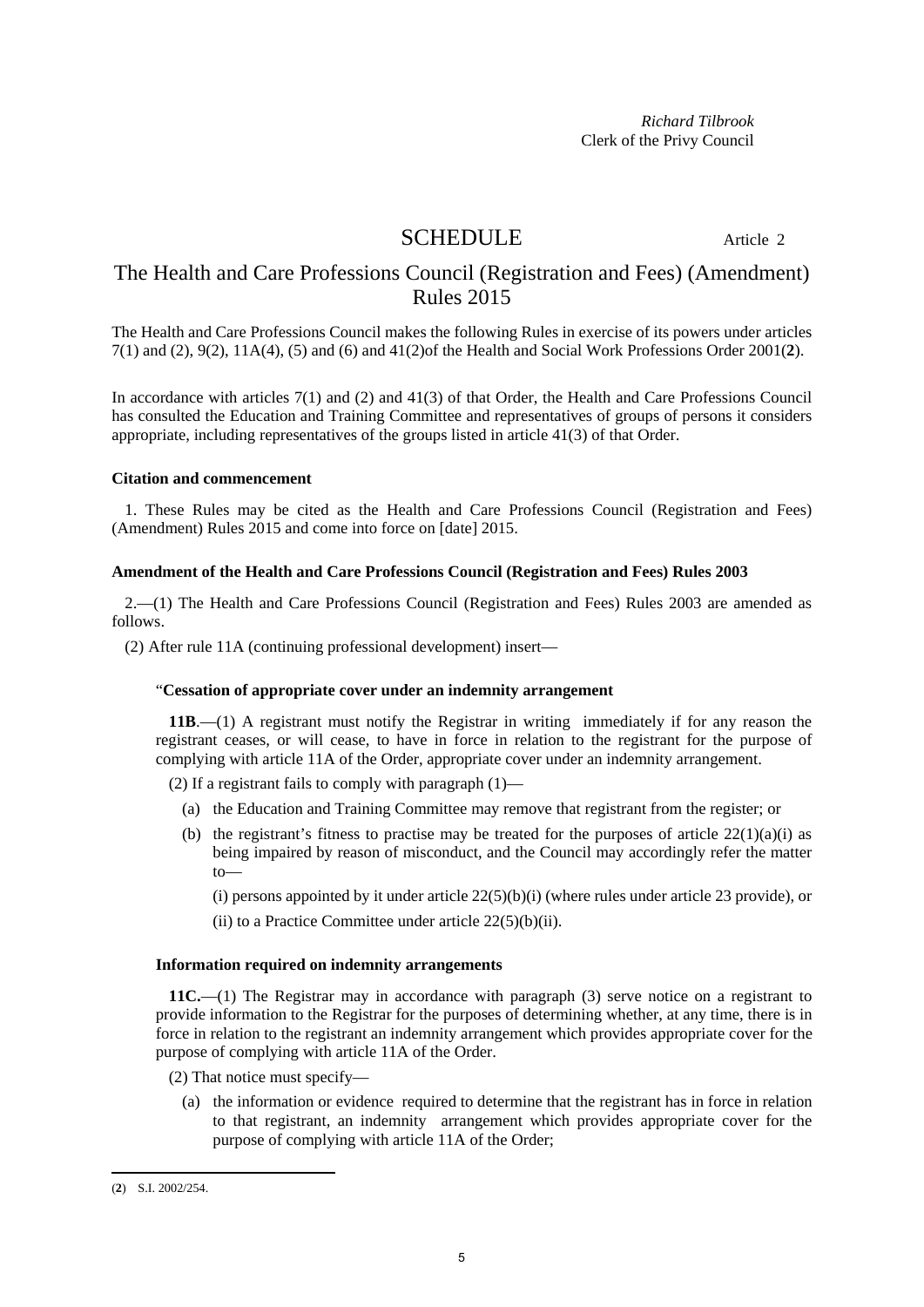*Richard Tilbrook*
Clerk of the Privy Council

# SCHEDULE

Article 2

## The Health and Care Professions Council (Registration and Fees) (Amendment) Rules 2015

The Health and Care Professions Council makes the following Rules in exercise of its powers under articles 7(1) and (2), 9(2), 11A(4), (5) and (6) and 41(2)of the Health and Social Work Professions Order 2001(**2**).

In accordance with articles 7(1) and (2) and 41(3) of that Order, the Health and Care Professions Council has consulted the Education and Training Committee and representatives of groups of persons it considers appropriate, including representatives of the groups listed in article 41(3) of that Order.

**Citation and commencement**

1. These Rules may be cited as the Health and Care Professions Council (Registration and Fees) (Amendment) Rules 2015 and come into force on [date] 2015.

**Amendment of the Health and Care Professions Council (Registration and Fees) Rules 2003**

2.—(1) The Health and Care Professions Council (Registration and Fees) Rules 2003 are amended as follows.

(2) After rule 11A (continuing professional development) insert—

"**Cessation of appropriate cover under an indemnity arrangement**

**11B**.—(1) A registrant must notify the Registrar in writing immediately if for any reason the registrant ceases, or will cease, to have in force in relation to the registrant for the purpose of complying with article 11A of the Order, appropriate cover under an indemnity arrangement.

(2) If a registrant fails to comply with paragraph (1)—

(a) the Education and Training Committee may remove that registrant from the register; or

(b) the registrant's fitness to practise may be treated for the purposes of article 22(1)(a)(i) as being impaired by reason of misconduct, and the Council may accordingly refer the matter to—

(i) persons appointed by it under article 22(5)(b)(i) (where rules under article 23 provide), or

(ii) to a Practice Committee under article 22(5)(b)(ii).

**Information required on indemnity arrangements**

**11C.**—(1) The Registrar may in accordance with paragraph (3) serve notice on a registrant to provide information to the Registrar for the purposes of determining whether, at any time, there is in force in relation to the registrant an indemnity arrangement which provides appropriate cover for the purpose of complying with article 11A of the Order.

(2) That notice must specify—

(a) the information or evidence required to determine that the registrant has in force in relation to that registrant, an indemnity arrangement which provides appropriate cover for the purpose of complying with article 11A of the Order;

(**2**) S.I. 2002/254.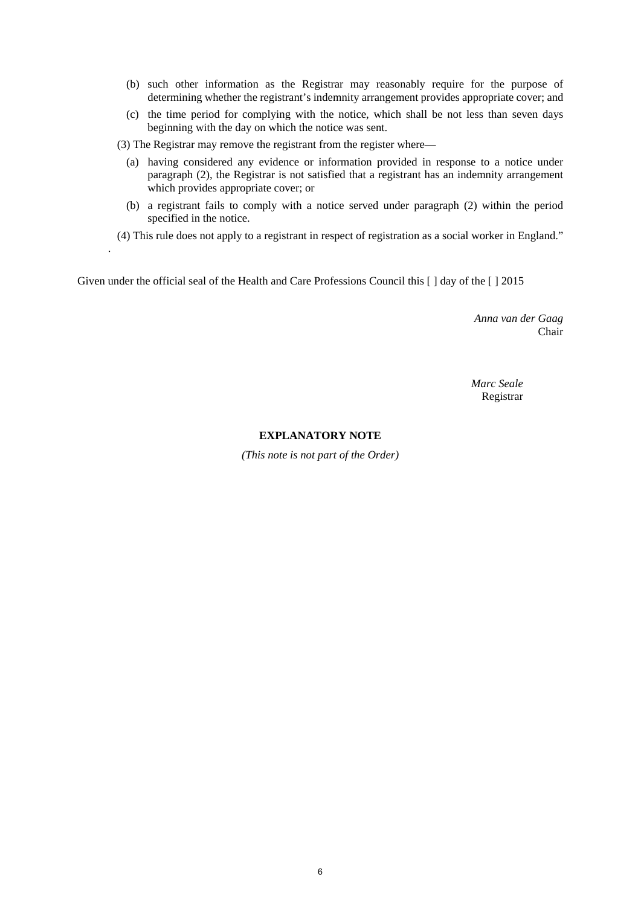(b) such other information as the Registrar may reasonably require for the purpose of determining whether the registrant's indemnity arrangement provides appropriate cover; and

(c) the time period for complying with the notice, which shall be not less than seven days beginning with the day on which the notice was sent.

(3) The Registrar may remove the registrant from the register where—

(a) having considered any evidence or information provided in response to a notice under paragraph (2), the Registrar is not satisfied that a registrant has an indemnity arrangement which provides appropriate cover; or

(b) a registrant fails to comply with a notice served under paragraph (2) within the period specified in the notice.

(4) This rule does not apply to a registrant in respect of registration as a social worker in England."

.

Given under the official seal of the Health and Care Professions Council this [ ] day of the [ ] 2015

*Anna van der Gaag*
Chair

*Marc Seale*
Registrar

**EXPLANATORY NOTE**

*(This note is not part of the Order)*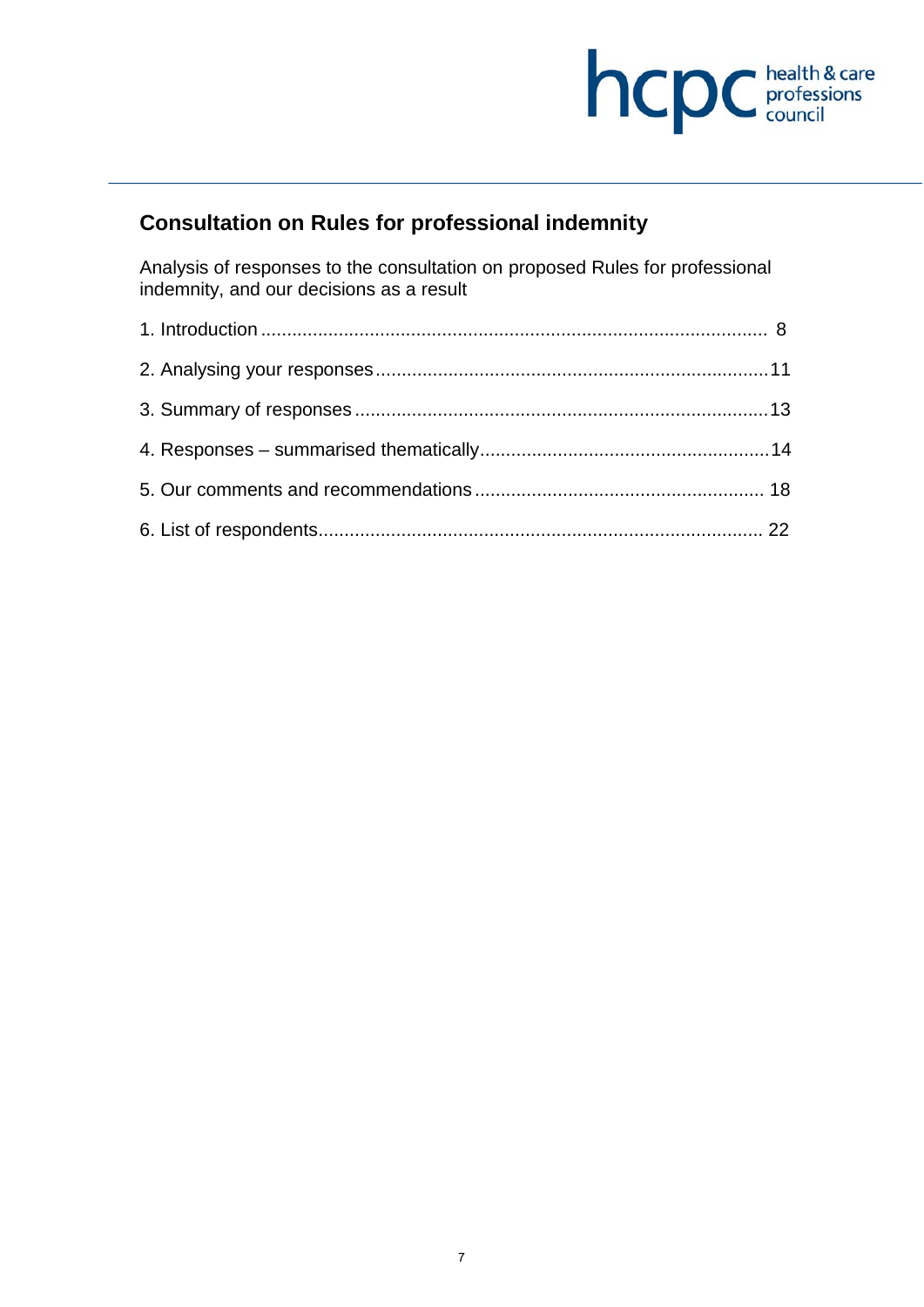## Consultation on Rules for professional indemnity

Analysis of responses to the consultation on proposed Rules for professional indemnity, and our decisions as a result

1. Introduction ........................................................................................ 8
2. Analysing your responses ................................................................... 11
3. Summary of responses ........................................................................ 13
4. Responses – summarised thematically ................................................. 14
5. Our comments and recommendations ................................................. 18
6. List of respondents .............................................................................. 22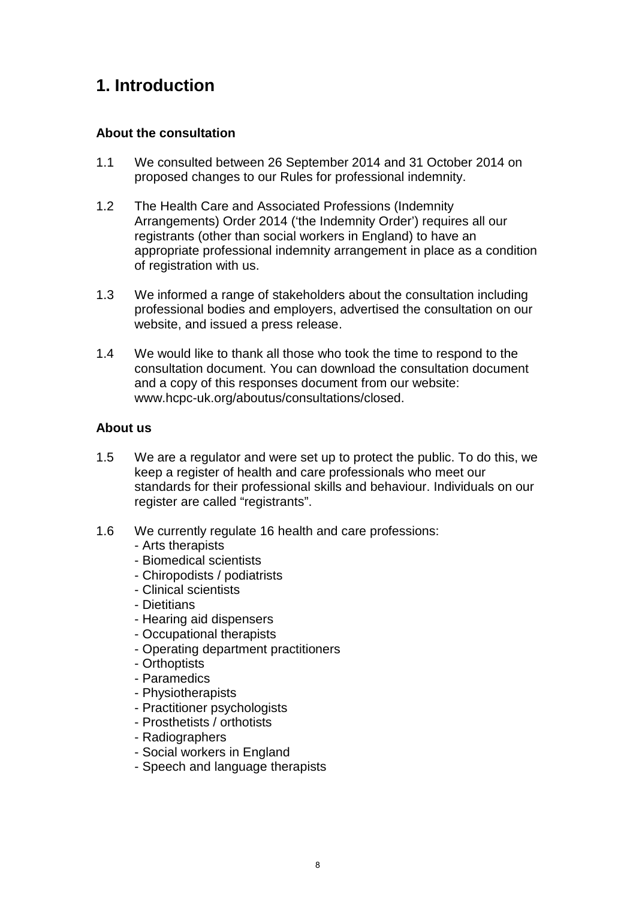# 1. Introduction

### About the consultation

1.1 We consulted between 26 September 2014 and 31 October 2014 on proposed changes to our Rules for professional indemnity.

1.2 The Health Care and Associated Professions (Indemnity Arrangements) Order 2014 ('the Indemnity Order') requires all our registrants (other than social workers in England) to have an appropriate professional indemnity arrangement in place as a condition of registration with us.

1.3 We informed a range of stakeholders about the consultation including professional bodies and employers, advertised the consultation on our website, and issued a press release.

1.4 We would like to thank all those who took the time to respond to the consultation document. You can download the consultation document and a copy of this responses document from our website: www.hcpc-uk.org/aboutus/consultations/closed.

### About us

1.5 We are a regulator and were set up to protect the public. To do this, we keep a register of health and care professionals who meet our standards for their professional skills and behaviour. Individuals on our register are called "registrants".

1.6 We currently regulate 16 health and care professions:
- Arts therapists
- Biomedical scientists
- Chiropodists / podiatrists
- Clinical scientists
- Dietitians
- Hearing aid dispensers
- Occupational therapists
- Operating department practitioners
- Orthoptists
- Paramedics
- Physiotherapists
- Practitioner psychologists
- Prosthetists / orthotists
- Radiographers
- Social workers in England
- Speech and language therapists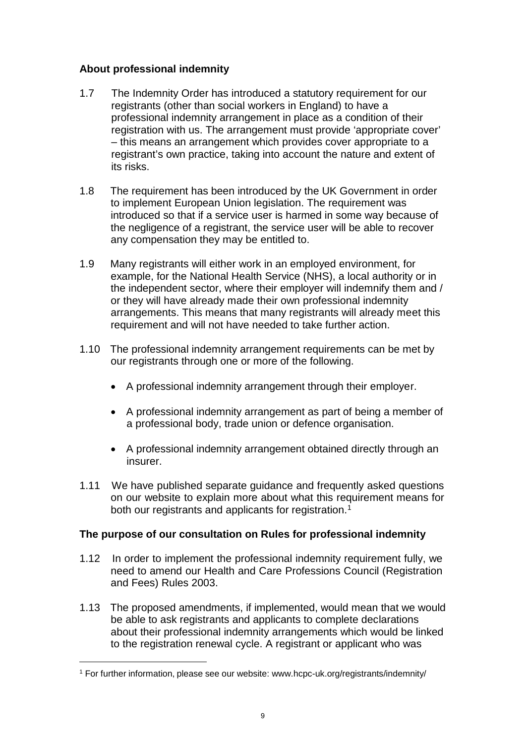## About professional indemnity

1.7 The Indemnity Order has introduced a statutory requirement for our registrants (other than social workers in England) to have a professional indemnity arrangement in place as a condition of their registration with us. The arrangement must provide 'appropriate cover' – this means an arrangement which provides cover appropriate to a registrant's own practice, taking into account the nature and extent of its risks.

1.8 The requirement has been introduced by the UK Government in order to implement European Union legislation. The requirement was introduced so that if a service user is harmed in some way because of the negligence of a registrant, the service user will be able to recover any compensation they may be entitled to.

1.9 Many registrants will either work in an employed environment, for example, for the National Health Service (NHS), a local authority or in the independent sector, where their employer will indemnify them and / or they will have already made their own professional indemnity arrangements. This means that many registrants will already meet this requirement and will not have needed to take further action.

1.10 The professional indemnity arrangement requirements can be met by our registrants through one or more of the following.

- A professional indemnity arrangement through their employer.
- A professional indemnity arrangement as part of being a member of a professional body, trade union or defence organisation.
- A professional indemnity arrangement obtained directly through an insurer.

1.11 We have published separate guidance and frequently asked questions on our website to explain more about what this requirement means for both our registrants and applicants for registration.[1]

## The purpose of our consultation on Rules for professional indemnity

1.12 In order to implement the professional indemnity requirement fully, we need to amend our Health and Care Professions Council (Registration and Fees) Rules 2003.

1.13 The proposed amendments, if implemented, would mean that we would be able to ask registrants and applicants to complete declarations about their professional indemnity arrangements which would be linked to the registration renewal cycle. A registrant or applicant who was

[1] For further information, please see our website: www.hcpc-uk.org/registrants/indemnity/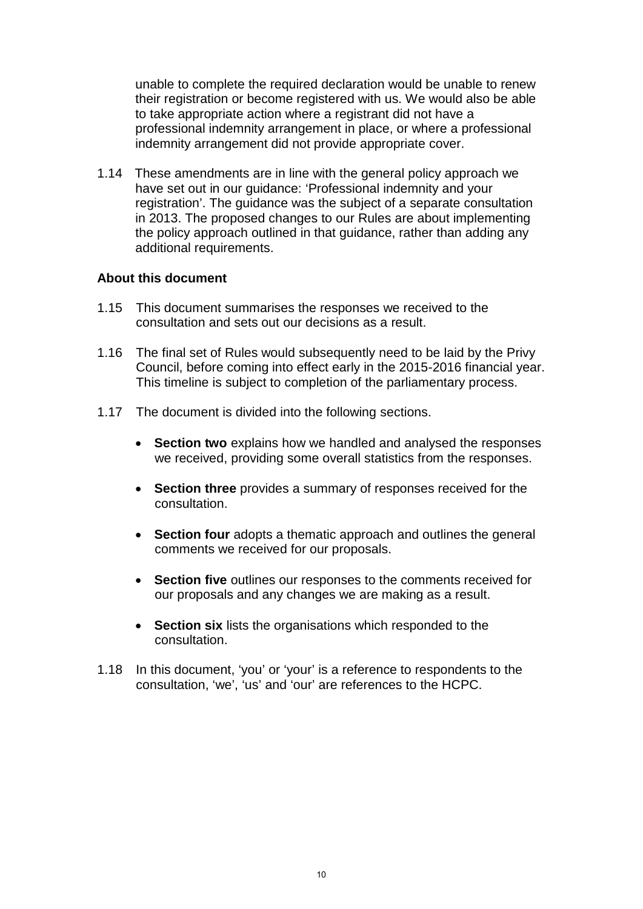unable to complete the required declaration would be unable to renew their registration or become registered with us. We would also be able to take appropriate action where a registrant did not have a professional indemnity arrangement in place, or where a professional indemnity arrangement did not provide appropriate cover.

1.14 These amendments are in line with the general policy approach we have set out in our guidance: 'Professional indemnity and your registration'. The guidance was the subject of a separate consultation in 2013. The proposed changes to our Rules are about implementing the policy approach outlined in that guidance, rather than adding any additional requirements.

**About this document**

1.15 This document summarises the responses we received to the consultation and sets out our decisions as a result.

1.16 The final set of Rules would subsequently need to be laid by the Privy Council, before coming into effect early in the 2015-2016 financial year. This timeline is subject to completion of the parliamentary process.

1.17 The document is divided into the following sections.

- **Section two** explains how we handled and analysed the responses we received, providing some overall statistics from the responses.
- **Section three** provides a summary of responses received for the consultation.
- **Section four** adopts a thematic approach and outlines the general comments we received for our proposals.
- **Section five** outlines our responses to the comments received for our proposals and any changes we are making as a result.
- **Section six** lists the organisations which responded to the consultation.

1.18 In this document, 'you' or 'your' is a reference to respondents to the consultation, 'we', 'us' and 'our' are references to the HCPC.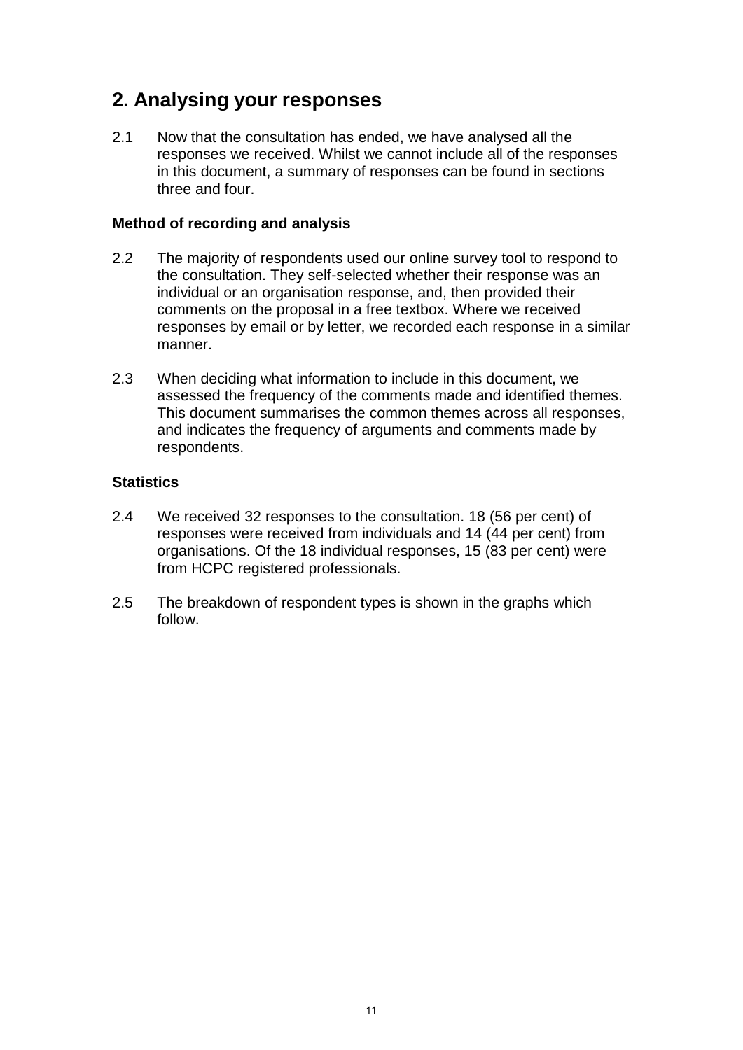## 2. Analysing your responses

2.1 Now that the consultation has ended, we have analysed all the responses we received. Whilst we cannot include all of the responses in this document, a summary of responses can be found in sections three and four.

### Method of recording and analysis

2.2 The majority of respondents used our online survey tool to respond to the consultation. They self-selected whether their response was an individual or an organisation response, and, then provided their comments on the proposal in a free textbox. Where we received responses by email or by letter, we recorded each response in a similar manner.

2.3 When deciding what information to include in this document, we assessed the frequency of the comments made and identified themes. This document summarises the common themes across all responses, and indicates the frequency of arguments and comments made by respondents.

### Statistics

2.4 We received 32 responses to the consultation. 18 (56 per cent) of responses were received from individuals and 14 (44 per cent) from organisations. Of the 18 individual responses, 15 (83 per cent) were from HCPC registered professionals.

2.5 The breakdown of respondent types is shown in the graphs which follow.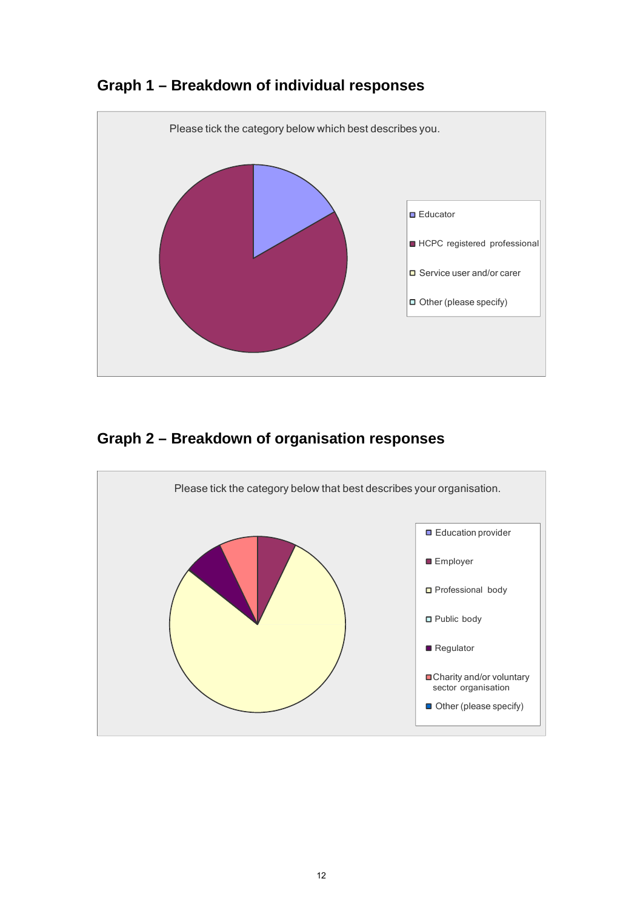## Graph 1 – Breakdown of individual responses

Please tick the category below which best describes you.

- Educator
- HCPC registered professional
- Service user and/or carer
- Other (please specify)

## Graph 2 – Breakdown of organisation responses

Please tick the category below that best describes your organisation.

- Education provider
- Employer
- Professional body
- Public body
- Regulator
- Charity and/or voluntary sector organisation
- Other (please specify)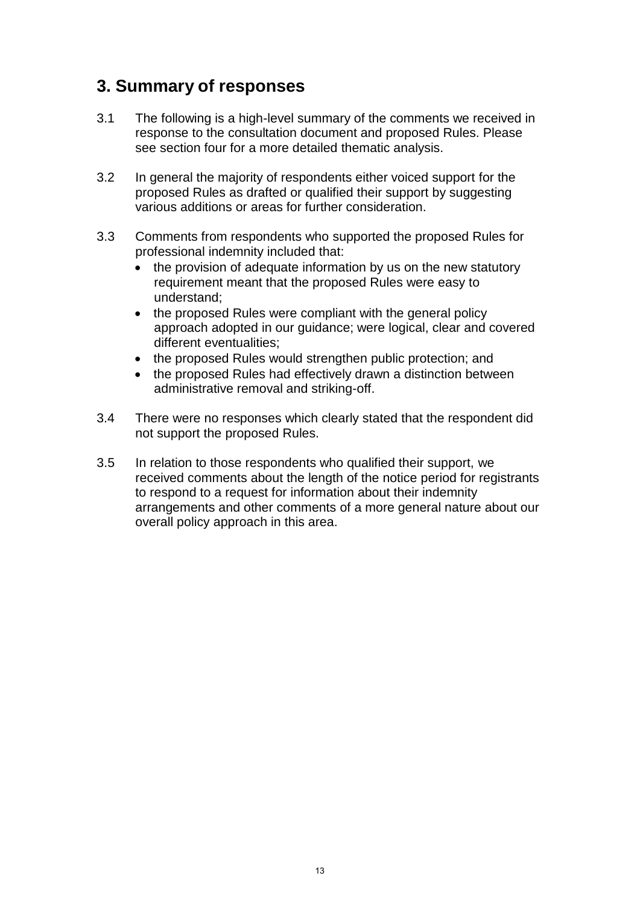## 3. Summary of responses

3.1 The following is a high-level summary of the comments we received in response to the consultation document and proposed Rules. Please see section four for a more detailed thematic analysis.

3.2 In general the majority of respondents either voiced support for the proposed Rules as drafted or qualified their support by suggesting various additions or areas for further consideration.

3.3 Comments from respondents who supported the proposed Rules for professional indemnity included that:

- the provision of adequate information by us on the new statutory requirement meant that the proposed Rules were easy to understand;
- the proposed Rules were compliant with the general policy approach adopted in our guidance; were logical, clear and covered different eventualities;
- the proposed Rules would strengthen public protection; and
- the proposed Rules had effectively drawn a distinction between administrative removal and striking-off.

3.4 There were no responses which clearly stated that the respondent did not support the proposed Rules.

3.5 In relation to those respondents who qualified their support, we received comments about the length of the notice period for registrants to respond to a request for information about their indemnity arrangements and other comments of a more general nature about our overall policy approach in this area.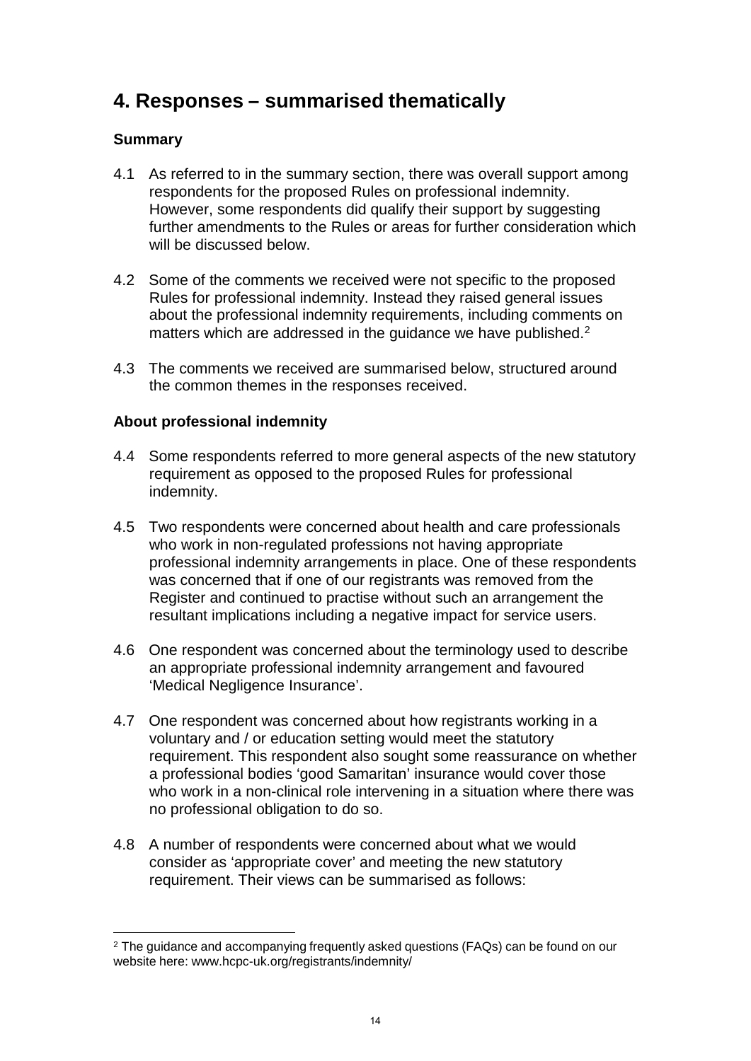# 4. Responses – summarised thematically

### Summary

4.1 As referred to in the summary section, there was overall support among respondents for the proposed Rules on professional indemnity. However, some respondents did qualify their support by suggesting further amendments to the Rules or areas for further consideration which will be discussed below.

4.2 Some of the comments we received were not specific to the proposed Rules for professional indemnity. Instead they raised general issues about the professional indemnity requirements, including comments on matters which are addressed in the guidance we have published.[2]

4.3 The comments we received are summarised below, structured around the common themes in the responses received.

### About professional indemnity

4.4 Some respondents referred to more general aspects of the new statutory requirement as opposed to the proposed Rules for professional indemnity.

4.5 Two respondents were concerned about health and care professionals who work in non-regulated professions not having appropriate professional indemnity arrangements in place. One of these respondents was concerned that if one of our registrants was removed from the Register and continued to practise without such an arrangement the resultant implications including a negative impact for service users.

4.6 One respondent was concerned about the terminology used to describe an appropriate professional indemnity arrangement and favoured 'Medical Negligence Insurance'.

4.7 One respondent was concerned about how registrants working in a voluntary and / or education setting would meet the statutory requirement. This respondent also sought some reassurance on whether a professional bodies 'good Samaritan' insurance would cover those who work in a non-clinical role intervening in a situation where there was no professional obligation to do so.

4.8 A number of respondents were concerned about what we would consider as 'appropriate cover' and meeting the new statutory requirement. Their views can be summarised as follows:

---

[2] The guidance and accompanying frequently asked questions (FAQs) can be found on our website here: www.hcpc-uk.org/registrants/indemnity/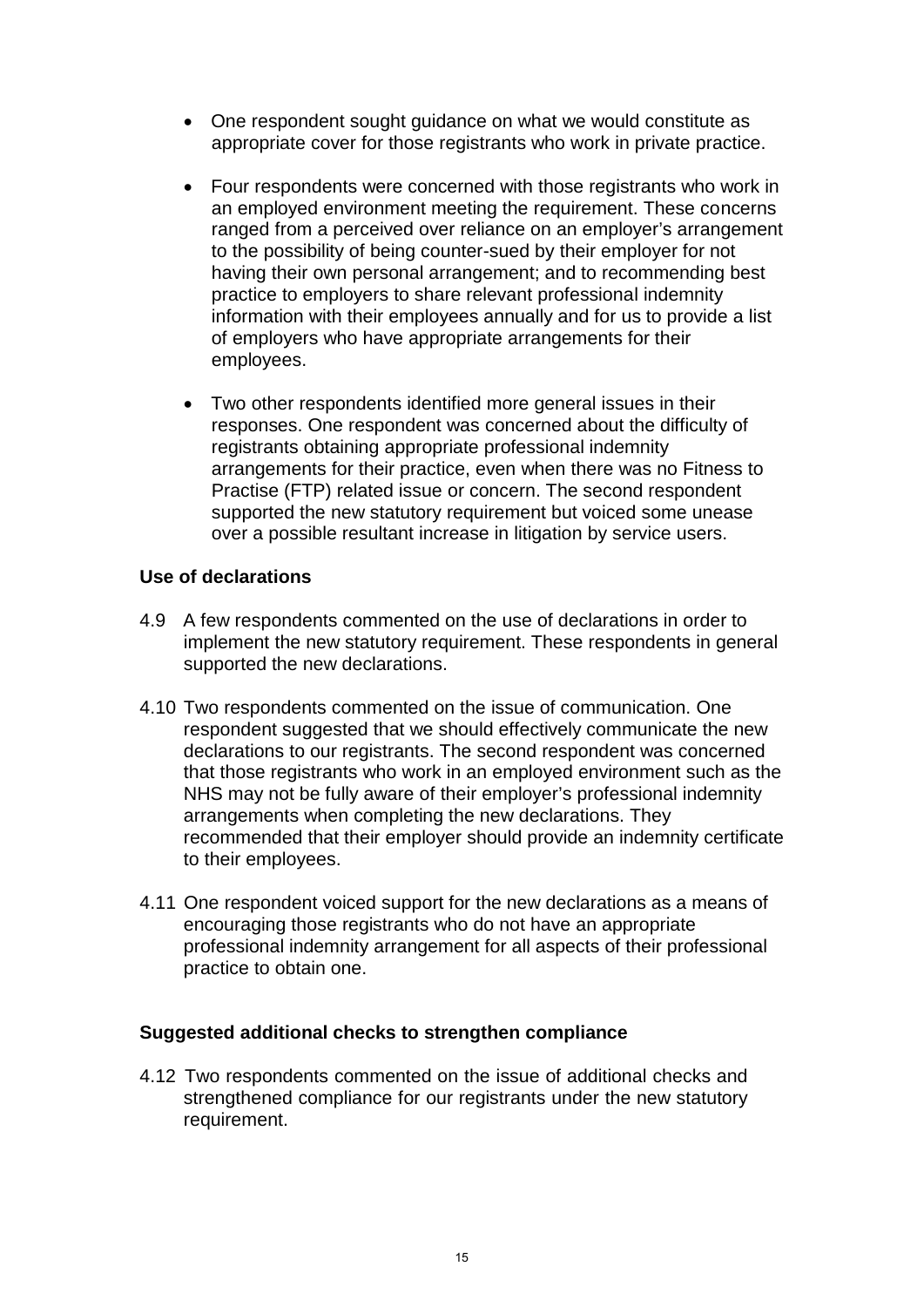- One respondent sought guidance on what we would constitute as appropriate cover for those registrants who work in private practice.

- Four respondents were concerned with those registrants who work in an employed environment meeting the requirement. These concerns ranged from a perceived over reliance on an employer's arrangement to the possibility of being counter-sued by their employer for not having their own personal arrangement; and to recommending best practice to employers to share relevant professional indemnity information with their employees annually and for us to provide a list of employers who have appropriate arrangements for their employees.

- Two other respondents identified more general issues in their responses. One respondent was concerned about the difficulty of registrants obtaining appropriate professional indemnity arrangements for their practice, even when there was no Fitness to Practise (FTP) related issue or concern. The second respondent supported the new statutory requirement but voiced some unease over a possible resultant increase in litigation by service users.

**Use of declarations**

4.9 A few respondents commented on the use of declarations in order to implement the new statutory requirement. These respondents in general supported the new declarations.

4.10 Two respondents commented on the issue of communication. One respondent suggested that we should effectively communicate the new declarations to our registrants. The second respondent was concerned that those registrants who work in an employed environment such as the NHS may not be fully aware of their employer's professional indemnity arrangements when completing the new declarations. They recommended that their employer should provide an indemnity certificate to their employees.

4.11 One respondent voiced support for the new declarations as a means of encouraging those registrants who do not have an appropriate professional indemnity arrangement for all aspects of their professional practice to obtain one.

**Suggested additional checks to strengthen compliance**

4.12 Two respondents commented on the issue of additional checks and strengthened compliance for our registrants under the new statutory requirement.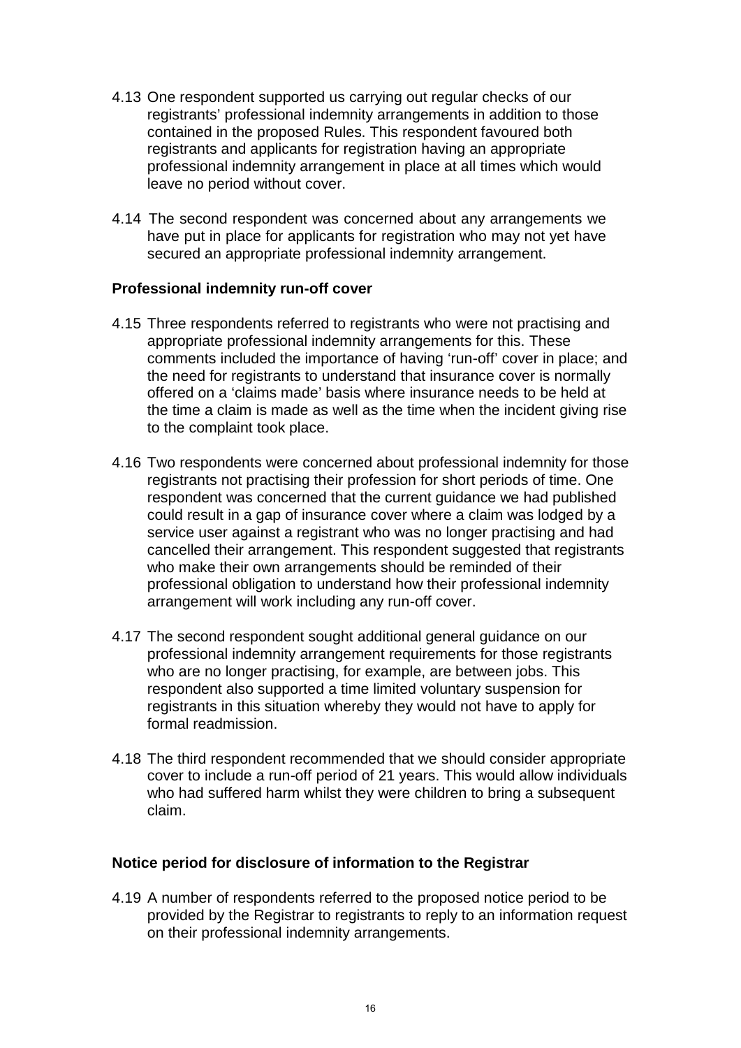4.13 One respondent supported us carrying out regular checks of our registrants' professional indemnity arrangements in addition to those contained in the proposed Rules. This respondent favoured both registrants and applicants for registration having an appropriate professional indemnity arrangement in place at all times which would leave no period without cover.

4.14 The second respondent was concerned about any arrangements we have put in place for applicants for registration who may not yet have secured an appropriate professional indemnity arrangement.

**Professional indemnity run-off cover**

4.15 Three respondents referred to registrants who were not practising and appropriate professional indemnity arrangements for this. These comments included the importance of having 'run-off' cover in place; and the need for registrants to understand that insurance cover is normally offered on a 'claims made' basis where insurance needs to be held at the time a claim is made as well as the time when the incident giving rise to the complaint took place.

4.16 Two respondents were concerned about professional indemnity for those registrants not practising their profession for short periods of time. One respondent was concerned that the current guidance we had published could result in a gap of insurance cover where a claim was lodged by a service user against a registrant who was no longer practising and had cancelled their arrangement. This respondent suggested that registrants who make their own arrangements should be reminded of their professional obligation to understand how their professional indemnity arrangement will work including any run-off cover.

4.17 The second respondent sought additional general guidance on our professional indemnity arrangement requirements for those registrants who are no longer practising, for example, are between jobs. This respondent also supported a time limited voluntary suspension for registrants in this situation whereby they would not have to apply for formal readmission.

4.18 The third respondent recommended that we should consider appropriate cover to include a run-off period of 21 years. This would allow individuals who had suffered harm whilst they were children to bring a subsequent claim.

**Notice period for disclosure of information to the Registrar**

4.19 A number of respondents referred to the proposed notice period to be provided by the Registrar to registrants to reply to an information request on their professional indemnity arrangements.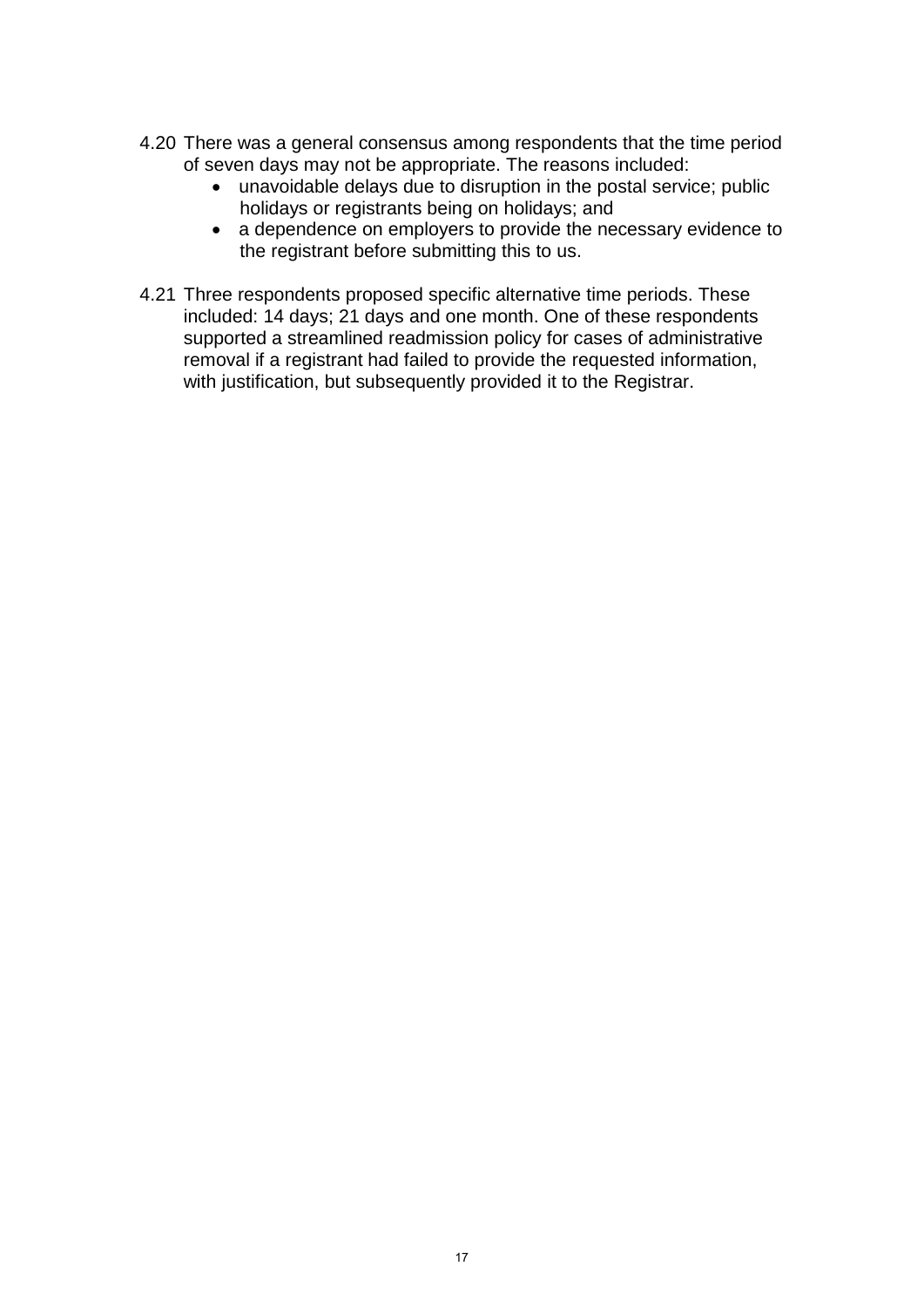4.20 There was a general consensus among respondents that the time period of seven days may not be appropriate. The reasons included:

- unavoidable delays due to disruption in the postal service; public holidays or registrants being on holidays; and
- a dependence on employers to provide the necessary evidence to the registrant before submitting this to us.

4.21 Three respondents proposed specific alternative time periods. These included: 14 days; 21 days and one month. One of these respondents supported a streamlined readmission policy for cases of administrative removal if a registrant had failed to provide the requested information, with justification, but subsequently provided it to the Registrar.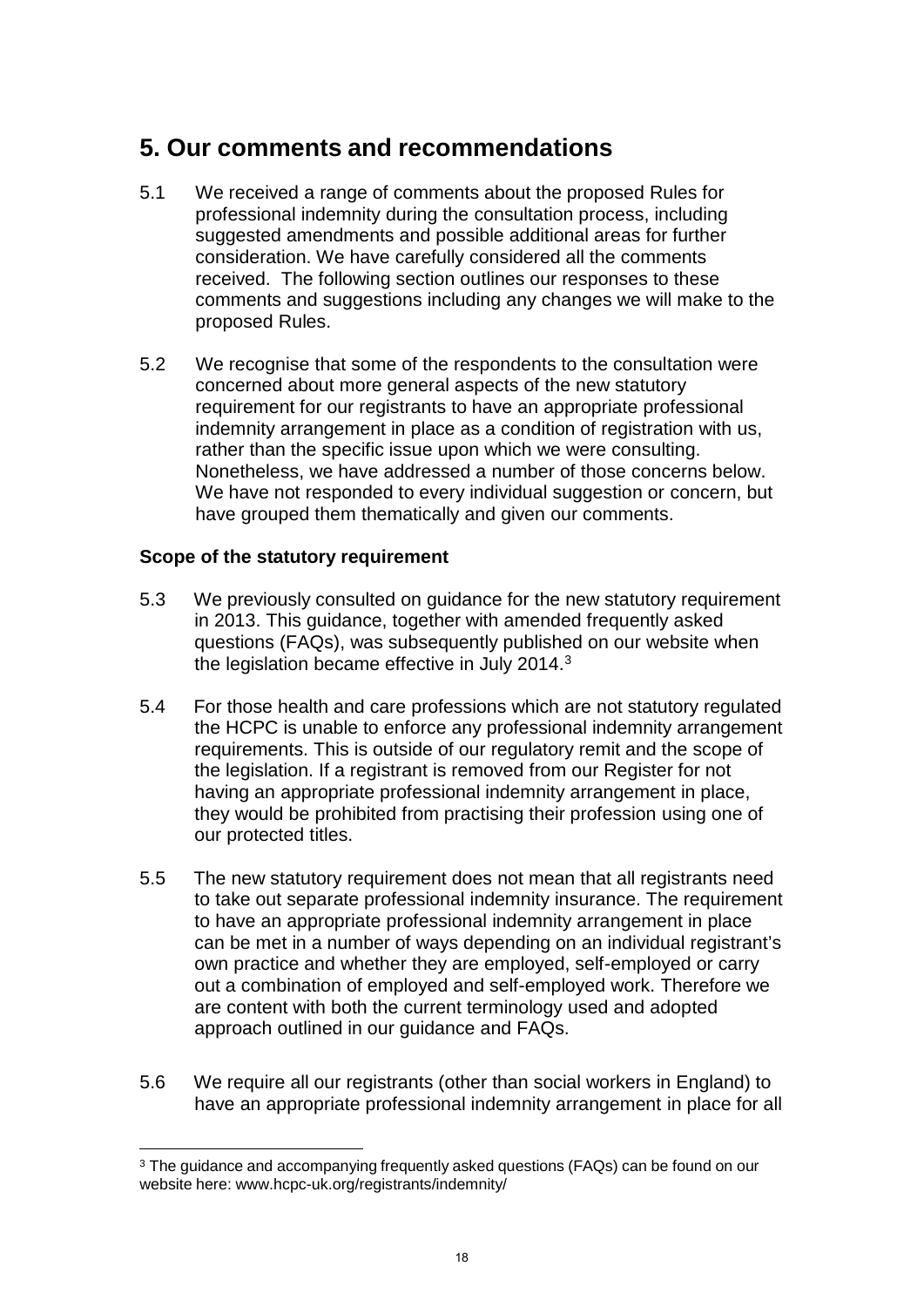## 5. Our comments and recommendations

5.1 We received a range of comments about the proposed Rules for professional indemnity during the consultation process, including suggested amendments and possible additional areas for further consideration. We have carefully considered all the comments received. The following section outlines our responses to these comments and suggestions including any changes we will make to the proposed Rules.

5.2 We recognise that some of the respondents to the consultation were concerned about more general aspects of the new statutory requirement for our registrants to have an appropriate professional indemnity arrangement in place as a condition of registration with us, rather than the specific issue upon which we were consulting. Nonetheless, we have addressed a number of those concerns below. We have not responded to every individual suggestion or concern, but have grouped them thematically and given our comments.

### Scope of the statutory requirement

5.3 We previously consulted on guidance for the new statutory requirement in 2013. This guidance, together with amended frequently asked questions (FAQs), was subsequently published on our website when the legislation became effective in July 2014.[3]

5.4 For those health and care professions which are not statutory regulated the HCPC is unable to enforce any professional indemnity arrangement requirements. This is outside of our regulatory remit and the scope of the legislation. If a registrant is removed from our Register for not having an appropriate professional indemnity arrangement in place, they would be prohibited from practising their profession using one of our protected titles.

5.5 The new statutory requirement does not mean that all registrants need to take out separate professional indemnity insurance. The requirement to have an appropriate professional indemnity arrangement in place can be met in a number of ways depending on an individual registrant's own practice and whether they are employed, self-employed or carry out a combination of employed and self-employed work. Therefore we are content with both the current terminology used and adopted approach outlined in our guidance and FAQs.

5.6 We require all our registrants (other than social workers in England) to have an appropriate professional indemnity arrangement in place for all

[3] The guidance and accompanying frequently asked questions (FAQs) can be found on our website here: www.hcpc-uk.org/registrants/indemnity/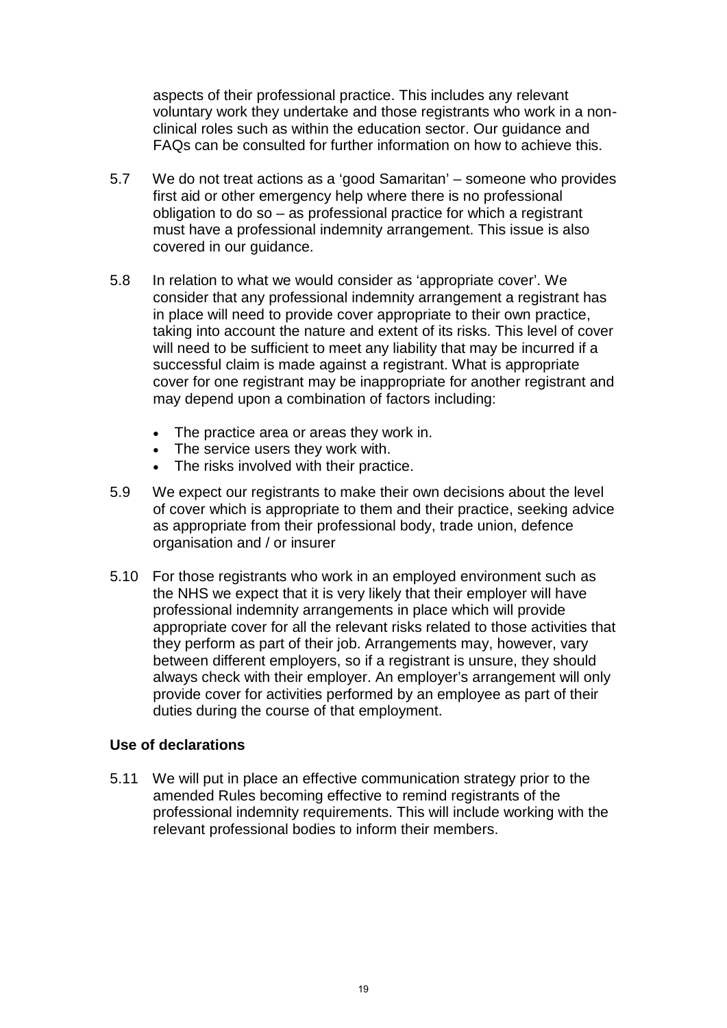aspects of their professional practice. This includes any relevant voluntary work they undertake and those registrants who work in a non-clinical roles such as within the education sector. Our guidance and FAQs can be consulted for further information on how to achieve this.

5.7 We do not treat actions as a 'good Samaritan' – someone who provides first aid or other emergency help where there is no professional obligation to do so – as professional practice for which a registrant must have a professional indemnity arrangement. This issue is also covered in our guidance.

5.8 In relation to what we would consider as 'appropriate cover'. We consider that any professional indemnity arrangement a registrant has in place will need to provide cover appropriate to their own practice, taking into account the nature and extent of its risks. This level of cover will need to be sufficient to meet any liability that may be incurred if a successful claim is made against a registrant. What is appropriate cover for one registrant may be inappropriate for another registrant and may depend upon a combination of factors including:

- The practice area or areas they work in.
- The service users they work with.
- The risks involved with their practice.

5.9 We expect our registrants to make their own decisions about the level of cover which is appropriate to them and their practice, seeking advice as appropriate from their professional body, trade union, defence organisation and / or insurer

5.10 For those registrants who work in an employed environment such as the NHS we expect that it is very likely that their employer will have professional indemnity arrangements in place which will provide appropriate cover for all the relevant risks related to those activities that they perform as part of their job. Arrangements may, however, vary between different employers, so if a registrant is unsure, they should always check with their employer. An employer's arrangement will only provide cover for activities performed by an employee as part of their duties during the course of that employment.

**Use of declarations**

5.11 We will put in place an effective communication strategy prior to the amended Rules becoming effective to remind registrants of the professional indemnity requirements. This will include working with the relevant professional bodies to inform their members.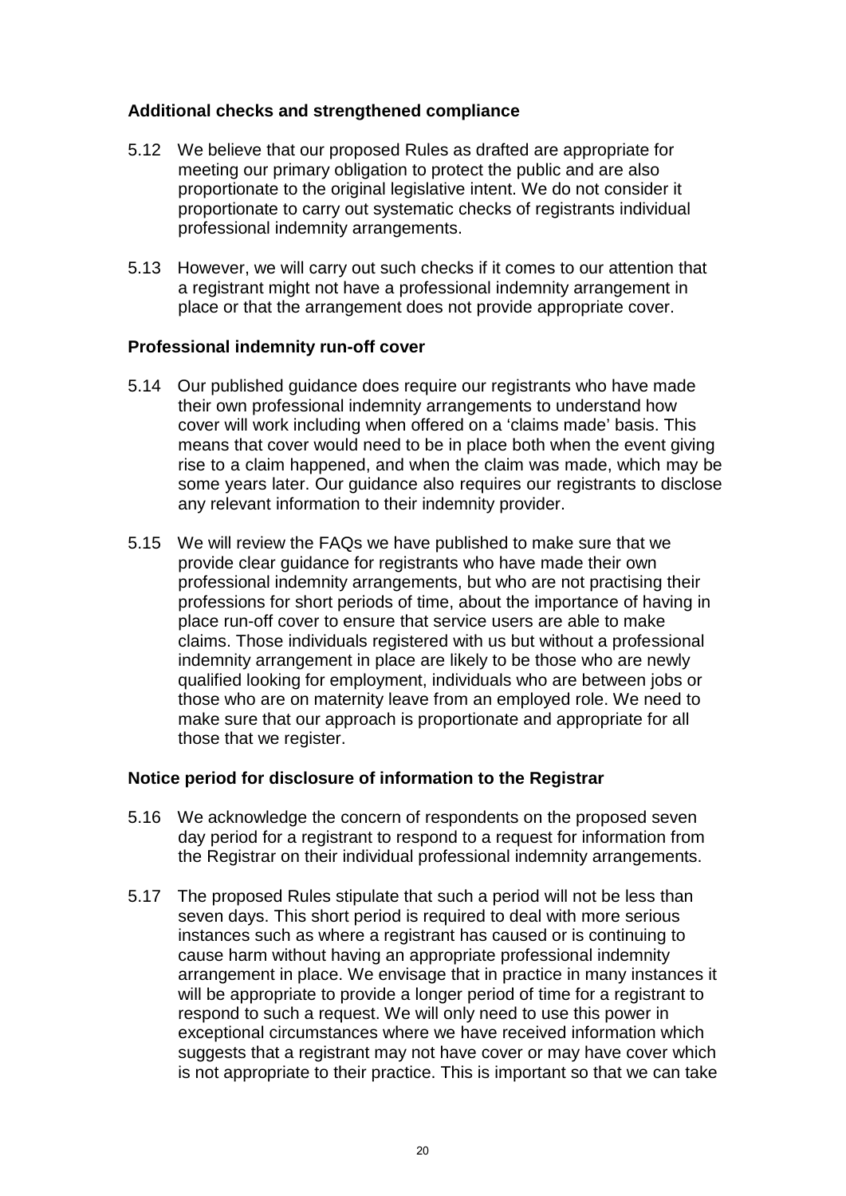### Additional checks and strengthened compliance

5.12 We believe that our proposed Rules as drafted are appropriate for meeting our primary obligation to protect the public and are also proportionate to the original legislative intent. We do not consider it proportionate to carry out systematic checks of registrants individual professional indemnity arrangements.

5.13 However, we will carry out such checks if it comes to our attention that a registrant might not have a professional indemnity arrangement in place or that the arrangement does not provide appropriate cover.

### Professional indemnity run-off cover

5.14 Our published guidance does require our registrants who have made their own professional indemnity arrangements to understand how cover will work including when offered on a 'claims made' basis. This means that cover would need to be in place both when the event giving rise to a claim happened, and when the claim was made, which may be some years later. Our guidance also requires our registrants to disclose any relevant information to their indemnity provider.

5.15 We will review the FAQs we have published to make sure that we provide clear guidance for registrants who have made their own professional indemnity arrangements, but who are not practising their professions for short periods of time, about the importance of having in place run-off cover to ensure that service users are able to make claims. Those individuals registered with us but without a professional indemnity arrangement in place are likely to be those who are newly qualified looking for employment, individuals who are between jobs or those who are on maternity leave from an employed role. We need to make sure that our approach is proportionate and appropriate for all those that we register.

### Notice period for disclosure of information to the Registrar

5.16 We acknowledge the concern of respondents on the proposed seven day period for a registrant to respond to a request for information from the Registrar on their individual professional indemnity arrangements.

5.17 The proposed Rules stipulate that such a period will not be less than seven days. This short period is required to deal with more serious instances such as where a registrant has caused or is continuing to cause harm without having an appropriate professional indemnity arrangement in place. We envisage that in practice in many instances it will be appropriate to provide a longer period of time for a registrant to respond to such a request. We will only need to use this power in exceptional circumstances where we have received information which suggests that a registrant may not have cover or may have cover which is not appropriate to their practice. This is important so that we can take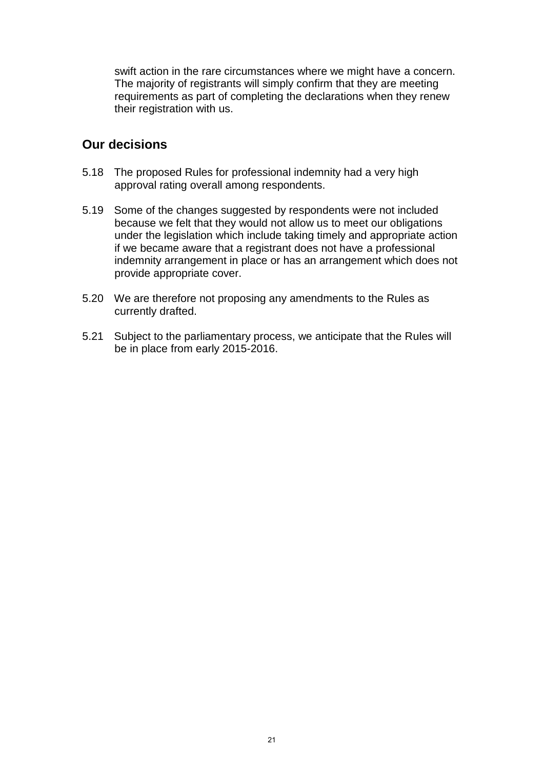swift action in the rare circumstances where we might have a concern. The majority of registrants will simply confirm that they are meeting requirements as part of completing the declarations when they renew their registration with us.

## Our decisions

5.18 The proposed Rules for professional indemnity had a very high approval rating overall among respondents.

5.19 Some of the changes suggested by respondents were not included because we felt that they would not allow us to meet our obligations under the legislation which include taking timely and appropriate action if we became aware that a registrant does not have a professional indemnity arrangement in place or has an arrangement which does not provide appropriate cover.

5.20 We are therefore not proposing any amendments to the Rules as currently drafted.

5.21 Subject to the parliamentary process, we anticipate that the Rules will be in place from early 2015-2016.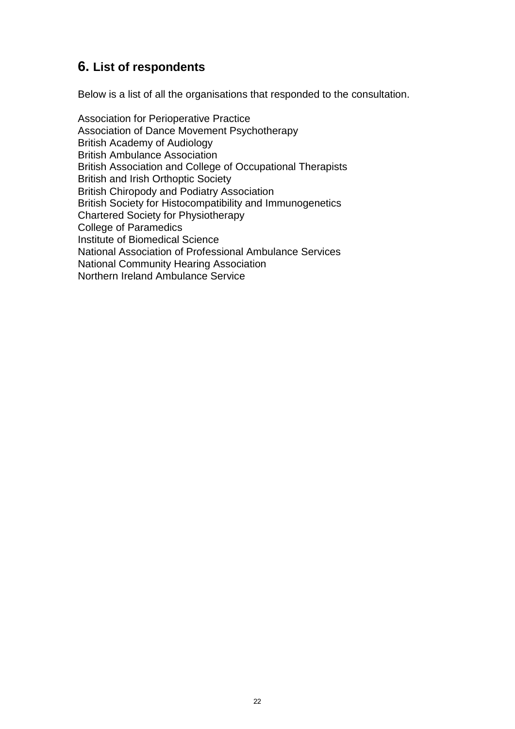# 6. List of respondents

Below is a list of all the organisations that responded to the consultation.

Association for Perioperative Practice
Association of Dance Movement Psychotherapy
British Academy of Audiology
British Ambulance Association
British Association and College of Occupational Therapists
British and Irish Orthoptic Society
British Chiropody and Podiatry Association
British Society for Histocompatibility and Immunogenetics
Chartered Society for Physiotherapy
College of Paramedics
Institute of Biomedical Science
National Association of Professional Ambulance Services
National Community Hearing Association
Northern Ireland Ambulance Service